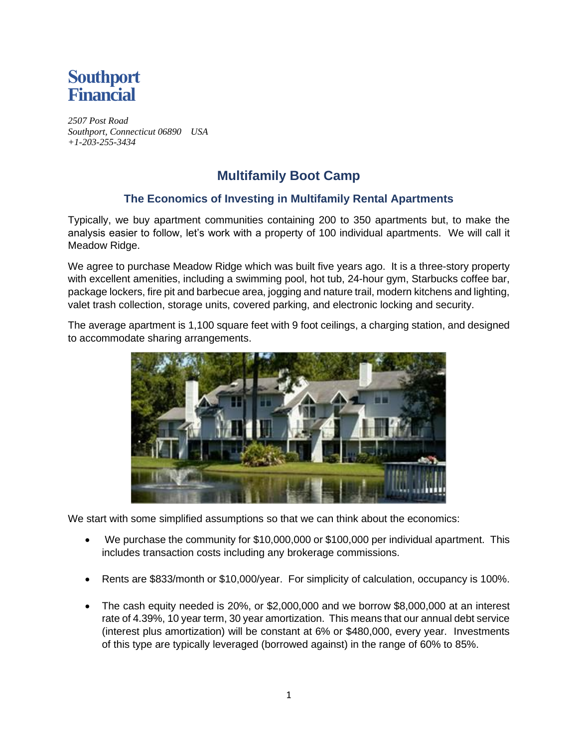**Southport Financial**

*2507 Post Road*
*Southport, Connecticut 06890 USA*
*+1-203-255-3434*

# Multifamily Boot Camp

## The Economics of Investing in Multifamily Rental Apartments

Typically, we buy apartment communities containing 200 to 350 apartments but, to make the analysis easier to follow, let's work with a property of 100 individual apartments. We will call it Meadow Ridge.

We agree to purchase Meadow Ridge which was built five years ago. It is a three-story property with excellent amenities, including a swimming pool, hot tub, 24-hour gym, Starbucks coffee bar, package lockers, fire pit and barbecue area, jogging and nature trail, modern kitchens and lighting, valet trash collection, storage units, covered parking, and electronic locking and security.

The average apartment is 1,100 square feet with 9 foot ceilings, a charging station, and designed to accommodate sharing arrangements.

We start with some simplified assumptions so that we can think about the economics:

- We purchase the community for $10,000,000 or $100,000 per individual apartment. This includes transaction costs including any brokerage commissions.
- Rents are $833/month or $10,000/year. For simplicity of calculation, occupancy is 100%.
- The cash equity needed is 20%, or $2,000,000 and we borrow $8,000,000 at an interest rate of 4.39%, 10 year term, 30 year amortization. This means that our annual debt service (interest plus amortization) will be constant at 6% or $480,000, every year. Investments of this type are typically leveraged (borrowed against) in the range of 60% to 85%.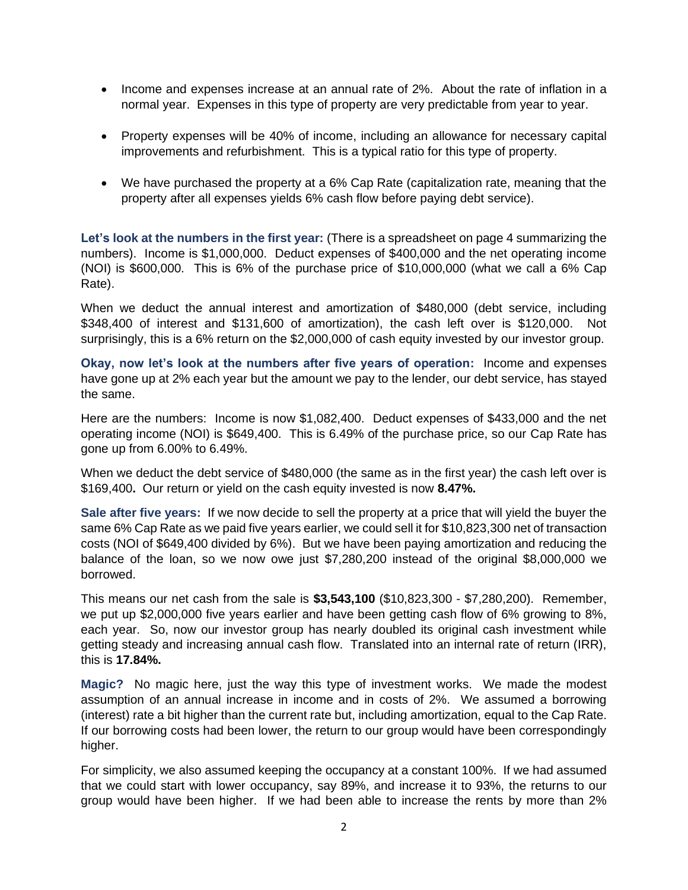- Income and expenses increase at an annual rate of 2%. About the rate of inflation in a normal year. Expenses in this type of property are very predictable from year to year.

- Property expenses will be 40% of income, including an allowance for necessary capital improvements and refurbishment. This is a typical ratio for this type of property.

- We have purchased the property at a 6% Cap Rate (capitalization rate, meaning that the property after all expenses yields 6% cash flow before paying debt service).

**Let's look at the numbers in the first year:** (There is a spreadsheet on page 4 summarizing the numbers). Income is $1,000,000. Deduct expenses of $400,000 and the net operating income (NOI) is $600,000. This is 6% of the purchase price of $10,000,000 (what we call a 6% Cap Rate).

When we deduct the annual interest and amortization of $480,000 (debt service, including $348,400 of interest and $131,600 of amortization), the cash left over is $120,000. Not surprisingly, this is a 6% return on the $2,000,000 of cash equity invested by our investor group.

**Okay, now let's look at the numbers after five years of operation:** Income and expenses have gone up at 2% each year but the amount we pay to the lender, our debt service, has stayed the same.

Here are the numbers: Income is now $1,082,400. Deduct expenses of $433,000 and the net operating income (NOI) is $649,400. This is 6.49% of the purchase price, so our Cap Rate has gone up from 6.00% to 6.49%.

When we deduct the debt service of $480,000 (the same as in the first year) the cash left over is $169,400**.** Our return or yield on the cash equity invested is now **8.47%.**

**Sale after five years:** If we now decide to sell the property at a price that will yield the buyer the same 6% Cap Rate as we paid five years earlier, we could sell it for $10,823,300 net of transaction costs (NOI of $649,400 divided by 6%). But we have been paying amortization and reducing the balance of the loan, so we now owe just $7,280,200 instead of the original $8,000,000 we borrowed.

This means our net cash from the sale is **$3,543,100** ($10,823,300 - $7,280,200). Remember, we put up $2,000,000 five years earlier and have been getting cash flow of 6% growing to 8%, each year. So, now our investor group has nearly doubled its original cash investment while getting steady and increasing annual cash flow. Translated into an internal rate of return (IRR), this is **17.84%.**

**Magic?** No magic here, just the way this type of investment works. We made the modest assumption of an annual increase in income and in costs of 2%. We assumed a borrowing (interest) rate a bit higher than the current rate but, including amortization, equal to the Cap Rate. If our borrowing costs had been lower, the return to our group would have been correspondingly higher.

For simplicity, we also assumed keeping the occupancy at a constant 100%. If we had assumed that we could start with lower occupancy, say 89%, and increase it to 93%, the returns to our group would have been higher. If we had been able to increase the rents by more than 2%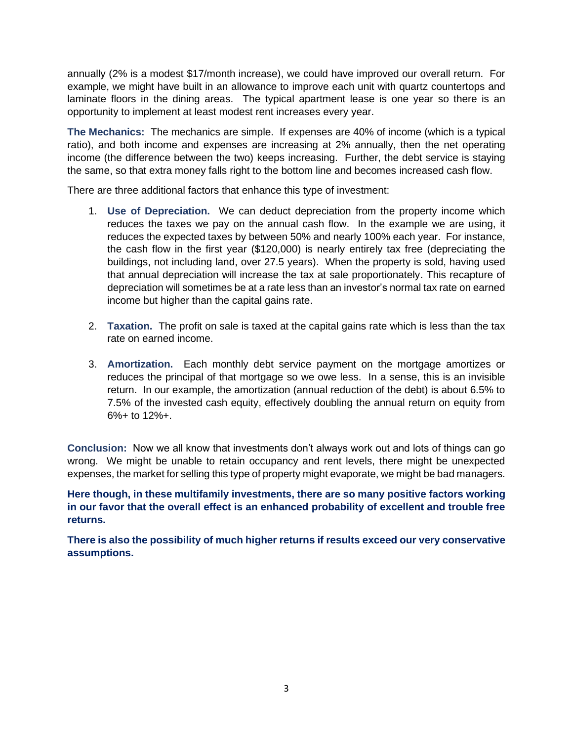annually (2% is a modest $17/month increase), we could have improved our overall return. For example, we might have built in an allowance to improve each unit with quartz countertops and laminate floors in the dining areas. The typical apartment lease is one year so there is an opportunity to implement at least modest rent increases every year.

**The Mechanics:** The mechanics are simple. If expenses are 40% of income (which is a typical ratio), and both income and expenses are increasing at 2% annually, then the net operating income (the difference between the two) keeps increasing. Further, the debt service is staying the same, so that extra money falls right to the bottom line and becomes increased cash flow.

There are three additional factors that enhance this type of investment:

1. **Use of Depreciation.** We can deduct depreciation from the property income which reduces the taxes we pay on the annual cash flow. In the example we are using, it reduces the expected taxes by between 50% and nearly 100% each year. For instance, the cash flow in the first year ($120,000) is nearly entirely tax free (depreciating the buildings, not including land, over 27.5 years). When the property is sold, having used that annual depreciation will increase the tax at sale proportionately. This recapture of depreciation will sometimes be at a rate less than an investor's normal tax rate on earned income but higher than the capital gains rate.

2. **Taxation.** The profit on sale is taxed at the capital gains rate which is less than the tax rate on earned income.

3. **Amortization.** Each monthly debt service payment on the mortgage amortizes or reduces the principal of that mortgage so we owe less. In a sense, this is an invisible return. In our example, the amortization (annual reduction of the debt) is about 6.5% to 7.5% of the invested cash equity, effectively doubling the annual return on equity from 6%+ to 12%+.

**Conclusion:** Now we all know that investments don't always work out and lots of things can go wrong. We might be unable to retain occupancy and rent levels, there might be unexpected expenses, the market for selling this type of property might evaporate, we might be bad managers.

**Here though, in these multifamily investments, there are so many positive factors working in our favor that the overall effect is an enhanced probability of excellent and trouble free returns.**

**There is also the possibility of much higher returns if results exceed our very conservative assumptions.**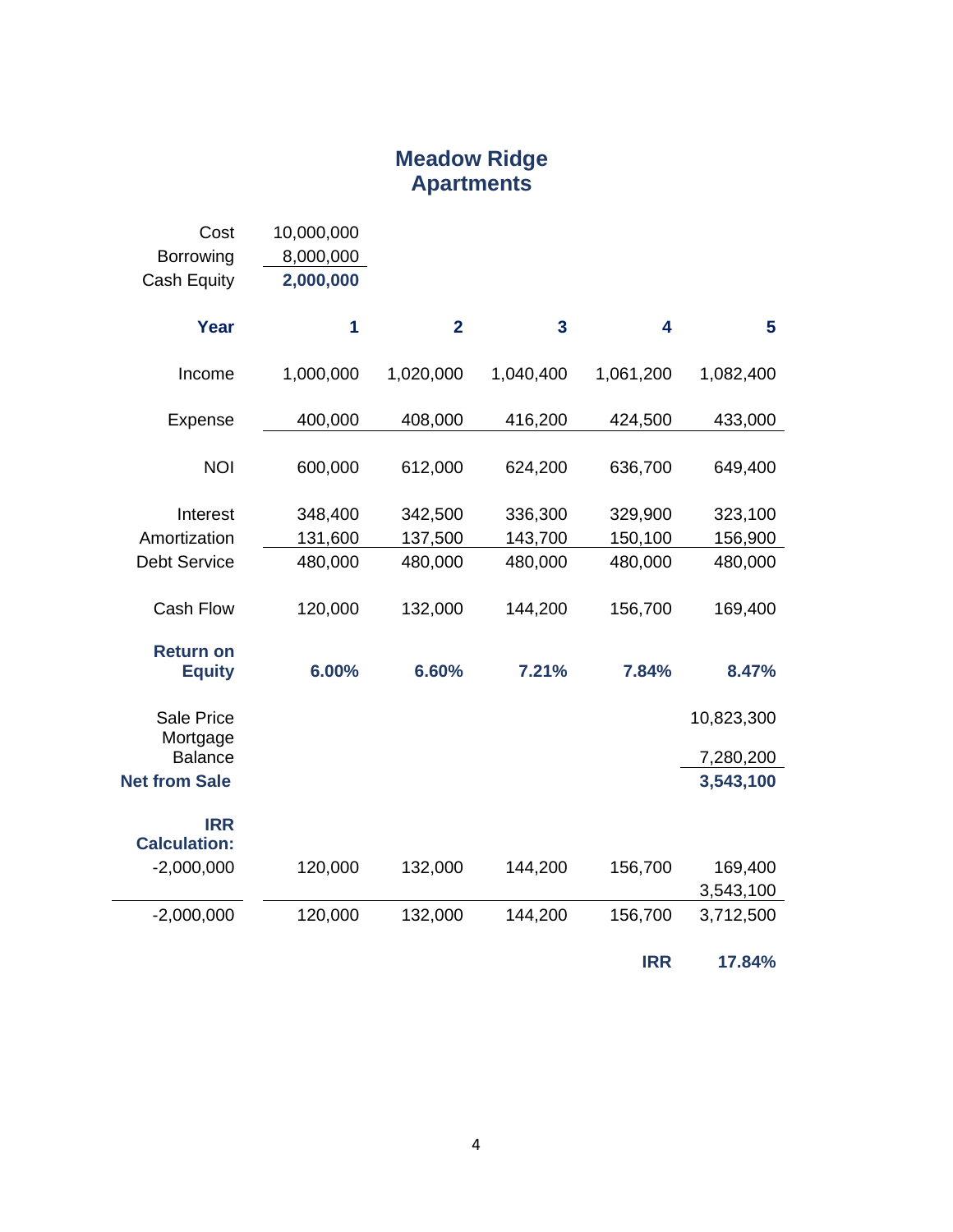# Meadow Ridge Apartments

| | |
|---|---|
| Cost | 10,000,000 |
| Borrowing | 8,000,000 |
| Cash Equity | **2,000,000** |

| **Year** | **1** | **2** | **3** | **4** | **5** |
|---|---|---|---|---|---|
| Income | 1,000,000 | 1,020,000 | 1,040,400 | 1,061,200 | 1,082,400 |
| Expense | 400,000 | 408,000 | 416,200 | 424,500 | 433,000 |
| NOI | 600,000 | 612,000 | 624,200 | 636,700 | 649,400 |
| Interest | 348,400 | 342,500 | 336,300 | 329,900 | 323,100 |
| Amortization | 131,600 | 137,500 | 143,700 | 150,100 | 156,900 |
| Debt Service | 480,000 | 480,000 | 480,000 | 480,000 | 480,000 |
| Cash Flow | 120,000 | 132,000 | 144,200 | 156,700 | 169,400 |
| **Return on Equity** | **6.00%** | **6.60%** | **7.21%** | **7.84%** | **8.47%** |
| Sale Price | | | | | 10,823,300 |
| Mortgage Balance | | | | | 7,280,200 |
| **Net from Sale** | | | | | **3,543,100** |
| **IRR Calculation:** | | | | | |
| -2,000,000 | 120,000 | 132,000 | 144,200 | 156,700 | 169,400 |
| | | | | | 3,543,100 |
| -2,000,000 | 120,000 | 132,000 | 144,200 | 156,700 | 3,712,500 |
| | | | | **IRR** | **17.84%** |